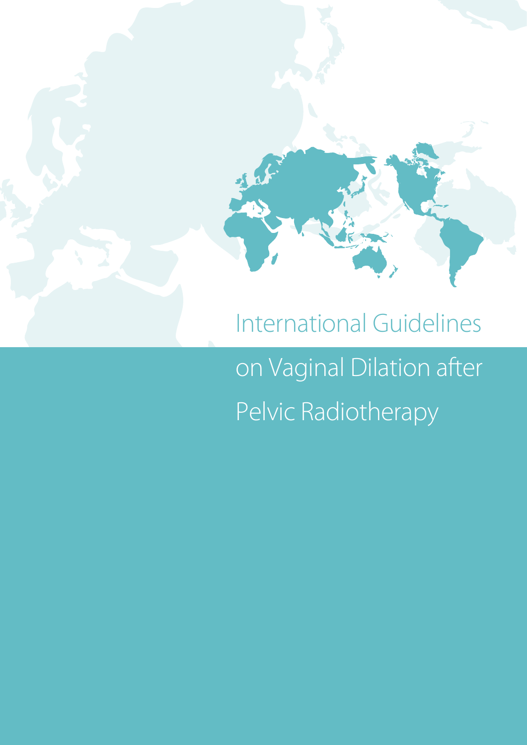# International Guidelines on Vaginal Dilation after Pelvic Radiotherapy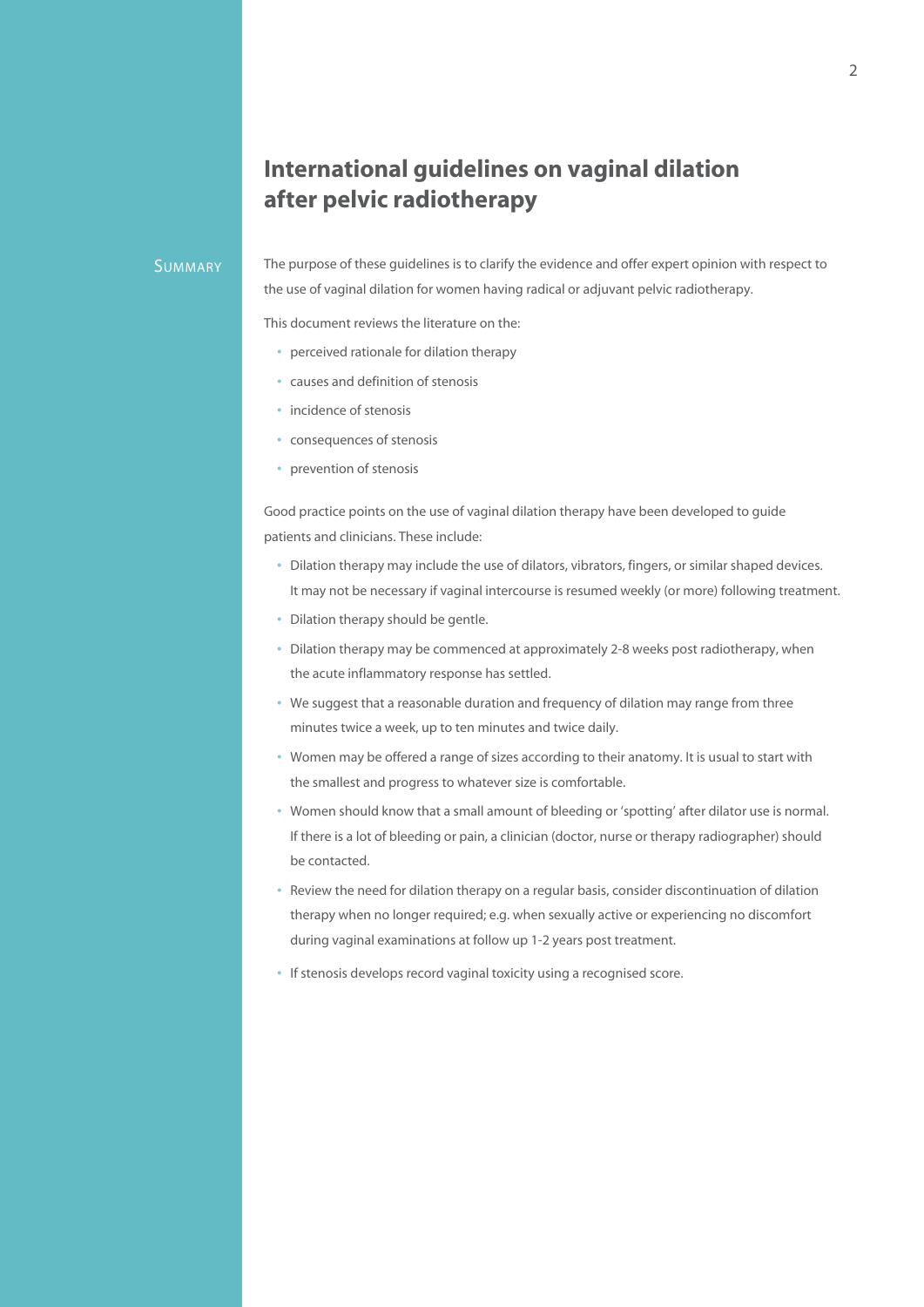# International guidelines on vaginal dilation after pelvic radiotherapy

## Summary

The purpose of these guidelines is to clarify the evidence and offer expert opinion with respect to the use of vaginal dilation for women having radical or adjuvant pelvic radiotherapy.

This document reviews the literature on the:

- perceived rationale for dilation therapy
- causes and definition of stenosis
- incidence of stenosis
- consequences of stenosis
- prevention of stenosis

Good practice points on the use of vaginal dilation therapy have been developed to guide patients and clinicians. These include:

- Dilation therapy may include the use of dilators, vibrators, fingers, or similar shaped devices. It may not be necessary if vaginal intercourse is resumed weekly (or more) following treatment.
- Dilation therapy should be gentle.
- Dilation therapy may be commenced at approximately 2-8 weeks post radiotherapy, when the acute inflammatory response has settled.
- We suggest that a reasonable duration and frequency of dilation may range from three minutes twice a week, up to ten minutes and twice daily.
- Women may be offered a range of sizes according to their anatomy. It is usual to start with the smallest and progress to whatever size is comfortable.
- Women should know that a small amount of bleeding or 'spotting' after dilator use is normal. If there is a lot of bleeding or pain, a clinician (doctor, nurse or therapy radiographer) should be contacted.
- Review the need for dilation therapy on a regular basis, consider discontinuation of dilation therapy when no longer required; e.g. when sexually active or experiencing no discomfort during vaginal examinations at follow up 1-2 years post treatment.
- If stenosis develops record vaginal toxicity using a recognised score.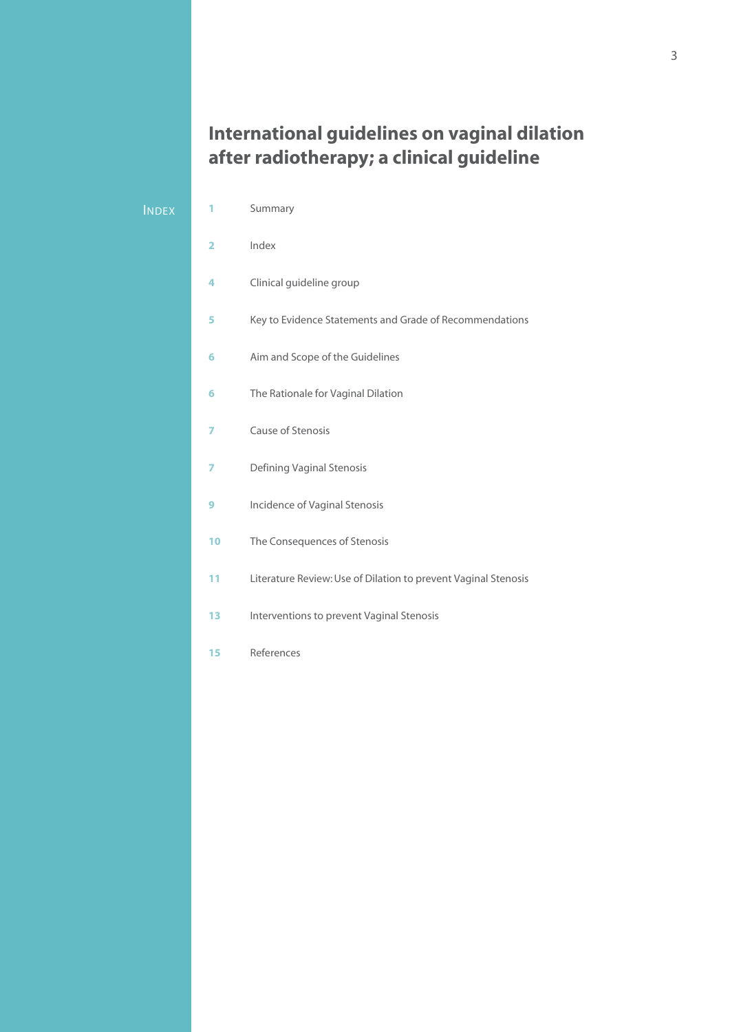# International guidelines on vaginal dilation after radiotherapy; a clinical guideline

## Index

| | |
|---|---|
| 1 | Summary |
| 2 | Index |
| 4 | Clinical guideline group |
| 5 | Key to Evidence Statements and Grade of Recommendations |
| 6 | Aim and Scope of the Guidelines |
| 6 | The Rationale for Vaginal Dilation |
| 7 | Cause of Stenosis |
| 7 | Defining Vaginal Stenosis |
| 9 | Incidence of Vaginal Stenosis |
| 10 | The Consequences of Stenosis |
| 11 | Literature Review: Use of Dilation to prevent Vaginal Stenosis |
| 13 | Interventions to prevent Vaginal Stenosis |
| 15 | References |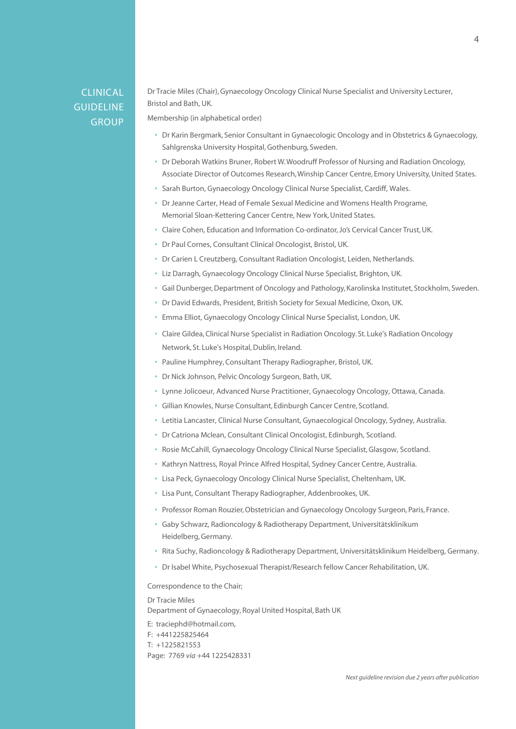# CLINICAL GUIDELINE GROUP

Dr Tracie Miles (Chair), Gynaecology Oncology Clinical Nurse Specialist and University Lecturer, Bristol and Bath, UK.

Membership (in alphabetical order)

- Dr Karin Bergmark, Senior Consultant in Gynaecologic Oncology and in Obstetrics & Gynaecology, Sahlgrenska University Hospital, Gothenburg, Sweden.
- Dr Deborah Watkins Bruner, Robert W. Woodruff Professor of Nursing and Radiation Oncology, Associate Director of Outcomes Research, Winship Cancer Centre, Emory University, United States.
- Sarah Burton, Gynaecology Oncology Clinical Nurse Specialist, Cardiff, Wales.
- Dr Jeanne Carter, Head of Female Sexual Medicine and Womens Health Programe, Memorial Sloan-Kettering Cancer Centre, New York, United States.
- Claire Cohen, Education and Information Co-ordinator, Jo's Cervical Cancer Trust, UK.
- Dr Paul Cornes, Consultant Clinical Oncologist, Bristol, UK.
- Dr Carien L Creutzberg, Consultant Radiation Oncologist, Leiden, Netherlands.
- Liz Darragh, Gynaecology Oncology Clinical Nurse Specialist, Brighton, UK.
- Gail Dunberger, Department of Oncology and Pathology, Karolinska Institutet, Stockholm, Sweden.
- Dr David Edwards, President, British Society for Sexual Medicine, Oxon, UK.
- Emma Elliot, Gynaecology Oncology Clinical Nurse Specialist, London, UK.
- Claire Gildea, Clinical Nurse Specialist in Radiation Oncology. St. Luke's Radiation Oncology Network, St. Luke's Hospital, Dublin, Ireland.
- Pauline Humphrey, Consultant Therapy Radiographer, Bristol, UK.
- Dr Nick Johnson, Pelvic Oncology Surgeon, Bath, UK.
- Lynne Jolicoeur, Advanced Nurse Practitioner, Gynaecology Oncology, Ottawa, Canada.
- Gillian Knowles, Nurse Consultant, Edinburgh Cancer Centre, Scotland.
- Letitia Lancaster, Clinical Nurse Consultant, Gynaecological Oncology, Sydney, Australia.
- Dr Catriona Mclean, Consultant Clinical Oncologist, Edinburgh, Scotland.
- Rosie McCahill, Gynaecology Oncology Clinical Nurse Specialist, Glasgow, Scotland.
- Kathryn Nattress, Royal Prince Alfred Hospital, Sydney Cancer Centre, Australia.
- Lisa Peck, Gynaecology Oncology Clinical Nurse Specialist, Cheltenham, UK.
- Lisa Punt, Consultant Therapy Radiographer, Addenbrookes, UK.
- Professor Roman Rouzier, Obstetrician and Gynaecology Oncology Surgeon, Paris, France.
- Gaby Schwarz, Radioncology & Radiotherapy Department, Universitätsklinikum Heidelberg, Germany.
- Rita Suchy, Radioncology & Radiotherapy Department, Universitätsklinikum Heidelberg, Germany.
- Dr Isabel White, Psychosexual Therapist/Research fellow Cancer Rehabilitation, UK.

Correspondence to the Chair;

Dr Tracie Miles
Department of Gynaecology, Royal United Hospital, Bath UK

E: traciephd@hotmail.com,
F: +441225825464
T: +1225821553
Page: 7769 *via* +44 1225428331

*Next guideline revision due 2 years after publication*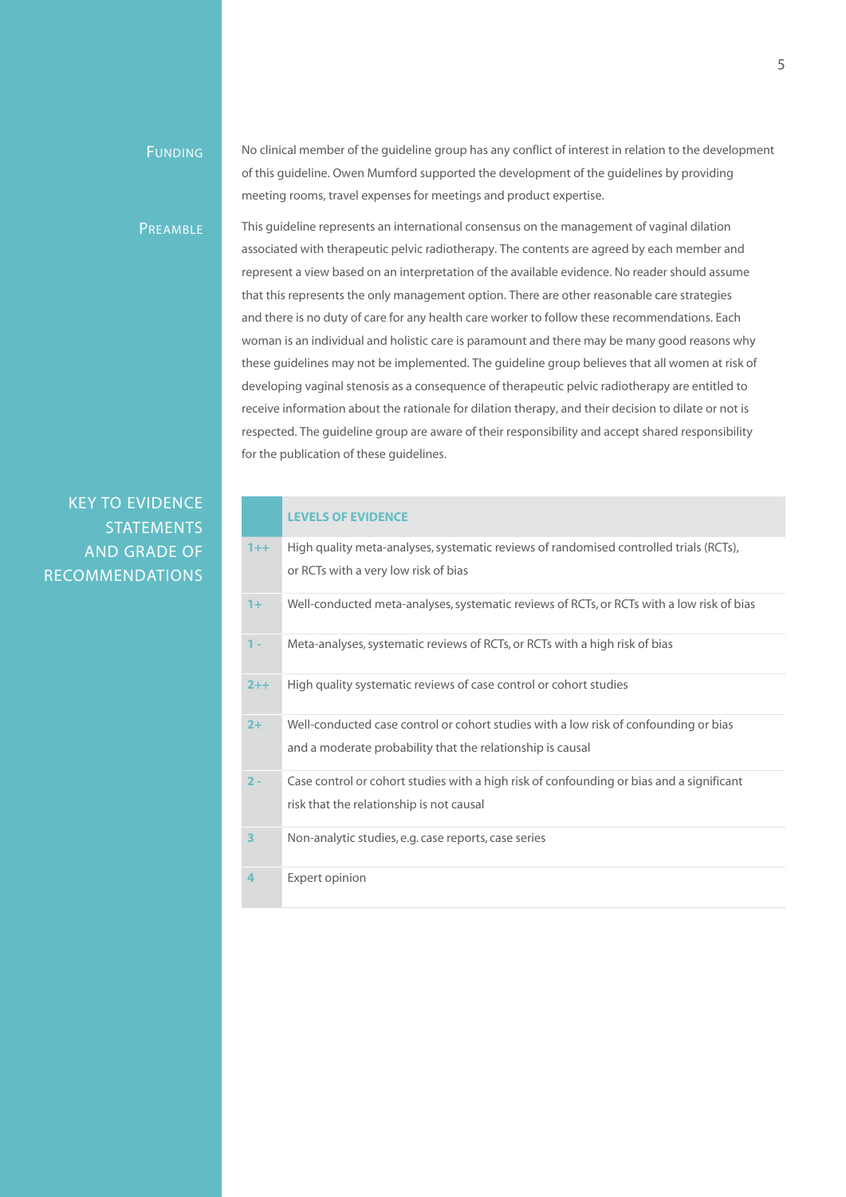## Funding

No clinical member of the guideline group has any conflict of interest in relation to the development of this guideline. Owen Mumford supported the development of the guidelines by providing meeting rooms, travel expenses for meetings and product expertise.

## Preamble

This guideline represents an international consensus on the management of vaginal dilation associated with therapeutic pelvic radiotherapy. The contents are agreed by each member and represent a view based on an interpretation of the available evidence. No reader should assume that this represents the only management option. There are other reasonable care strategies and there is no duty of care for any health care worker to follow these recommendations. Each woman is an individual and holistic care is paramount and there may be many good reasons why these guidelines may not be implemented. The guideline group believes that all women at risk of developing vaginal stenosis as a consequence of therapeutic pelvic radiotherapy are entitled to receive information about the rationale for dilation therapy, and their decision to dilate or not is respected. The guideline group are aware of their responsibility and accept shared responsibility for the publication of these guidelines.

## Key to Evidence Statements and Grade of Recommendations

| | **LEVELS OF EVIDENCE** |
|---|---|
| 1++ | High quality meta-analyses, systematic reviews of randomised controlled trials (RCTs), or RCTs with a very low risk of bias |
| 1+ | Well-conducted meta-analyses, systematic reviews of RCTs, or RCTs with a low risk of bias |
| 1 - | Meta-analyses, systematic reviews of RCTs, or RCTs with a high risk of bias |
| 2++ | High quality systematic reviews of case control or cohort studies |
| 2+ | Well-conducted case control or cohort studies with a low risk of confounding or bias and a moderate probability that the relationship is causal |
| 2 - | Case control or cohort studies with a high risk of confounding or bias and a significant risk that the relationship is not causal |
| 3 | Non-analytic studies, e.g. case reports, case series |
| 4 | Expert opinion |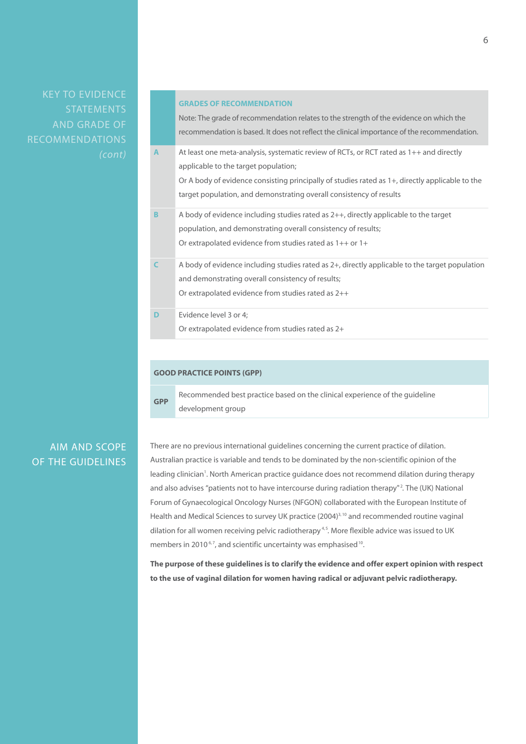## KEY TO EVIDENCE STATEMENTS AND GRADE OF RECOMMENDATIONS *(cont)*

| | **GRADES OF RECOMMENDATION**<br>Note: The grade of recommendation relates to the strength of the evidence on which the recommendation is based. It does not reflect the clinical importance of the recommendation. |
|---|---|
| **A** | At least one meta-analysis, systematic review of RCTs, or RCT rated as 1++ and directly applicable to the target population;<br>Or A body of evidence consisting principally of studies rated as 1+, directly applicable to the target population, and demonstrating overall consistency of results |
| **B** | A body of evidence including studies rated as 2++, directly applicable to the target population, and demonstrating overall consistency of results;<br>Or extrapolated evidence from studies rated as 1++ or 1+ |
| **C** | A body of evidence including studies rated as 2+, directly applicable to the target population and demonstrating overall consistency of results;<br>Or extrapolated evidence from studies rated as 2++ |
| **D** | Evidence level 3 or 4;<br>Or extrapolated evidence from studies rated as 2+ |

| **GOOD PRACTICE POINTS (GPP)** | |
|---|---|
| **GPP** | Recommended best practice based on the clinical experience of the guideline development group |

## AIM AND SCOPE OF THE GUIDELINES

There are no previous international guidelines concerning the current practice of dilation. Australian practice is variable and tends to be dominated by the non-scientific opinion of the leading clinician[1]. North American practice guidance does not recommend dilation during therapy and also advises "patients not to have intercourse during radiation therapy"[2]. The (UK) National Forum of Gynaecological Oncology Nurses (NFGON) collaborated with the European Institute of Health and Medical Sciences to survey UK practice (2004)[3, 10] and recommended routine vaginal dilation for all women receiving pelvic radiotherapy[4,5]. More flexible advice was issued to UK members in 2010[6,7], and scientific uncertainty was emphasised[10].

**The purpose of these guidelines is to clarify the evidence and offer expert opinion with respect to the use of vaginal dilation for women having radical or adjuvant pelvic radiotherapy.**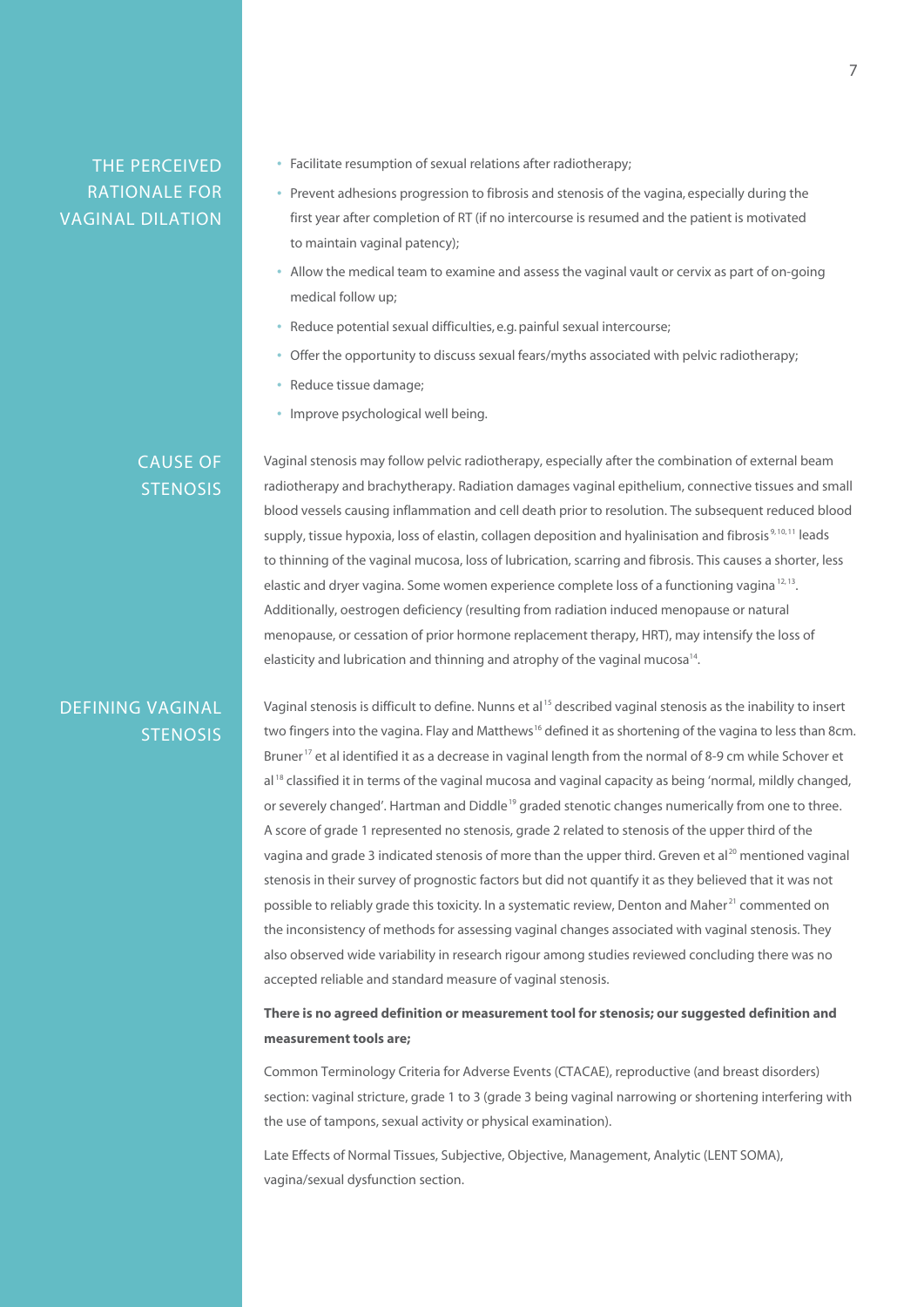## THE PERCEIVED RATIONALE FOR VAGINAL DILATION

- Facilitate resumption of sexual relations after radiotherapy;
- Prevent adhesions progression to fibrosis and stenosis of the vagina, especially during the first year after completion of RT (if no intercourse is resumed and the patient is motivated to maintain vaginal patency);
- Allow the medical team to examine and assess the vaginal vault or cervix as part of on-going medical follow up;
- Reduce potential sexual difficulties, e.g. painful sexual intercourse;
- Offer the opportunity to discuss sexual fears/myths associated with pelvic radiotherapy;
- Reduce tissue damage;
- Improve psychological well being.

## CAUSE OF STENOSIS

Vaginal stenosis may follow pelvic radiotherapy, especially after the combination of external beam radiotherapy and brachytherapy. Radiation damages vaginal epithelium, connective tissues and small blood vessels causing inflammation and cell death prior to resolution. The subsequent reduced blood supply, tissue hypoxia, loss of elastin, collagen deposition and hyalinisation and fibrosis [9,10,11] leads to thinning of the vaginal mucosa, loss of lubrication, scarring and fibrosis. This causes a shorter, less elastic and dryer vagina. Some women experience complete loss of a functioning vagina [12,13]. Additionally, oestrogen deficiency (resulting from radiation induced menopause or natural menopause, or cessation of prior hormone replacement therapy, HRT), may intensify the loss of elasticity and lubrication and thinning and atrophy of the vaginal mucosa[14].

## DEFINING VAGINAL STENOSIS

Vaginal stenosis is difficult to define. Nunns et al [15] described vaginal stenosis as the inability to insert two fingers into the vagina. Flay and Matthews[16] defined it as shortening of the vagina to less than 8cm. Bruner[17] et al identified it as a decrease in vaginal length from the normal of 8-9 cm while Schover et al [18] classified it in terms of the vaginal mucosa and vaginal capacity as being 'normal, mildly changed, or severely changed'. Hartman and Diddle[19] graded stenotic changes numerically from one to three. A score of grade 1 represented no stenosis, grade 2 related to stenosis of the upper third of the vagina and grade 3 indicated stenosis of more than the upper third. Greven et al[20] mentioned vaginal stenosis in their survey of prognostic factors but did not quantify it as they believed that it was not possible to reliably grade this toxicity. In a systematic review, Denton and Maher[21] commented on the inconsistency of methods for assessing vaginal changes associated with vaginal stenosis. They also observed wide variability in research rigour among studies reviewed concluding there was no accepted reliable and standard measure of vaginal stenosis.

**There is no agreed definition or measurement tool for stenosis; our suggested definition and measurement tools are;**

Common Terminology Criteria for Adverse Events (CTACAE), reproductive (and breast disorders) section: vaginal stricture, grade 1 to 3 (grade 3 being vaginal narrowing or shortening interfering with the use of tampons, sexual activity or physical examination).

Late Effects of Normal Tissues, Subjective, Objective, Management, Analytic (LENT SOMA), vagina/sexual dysfunction section.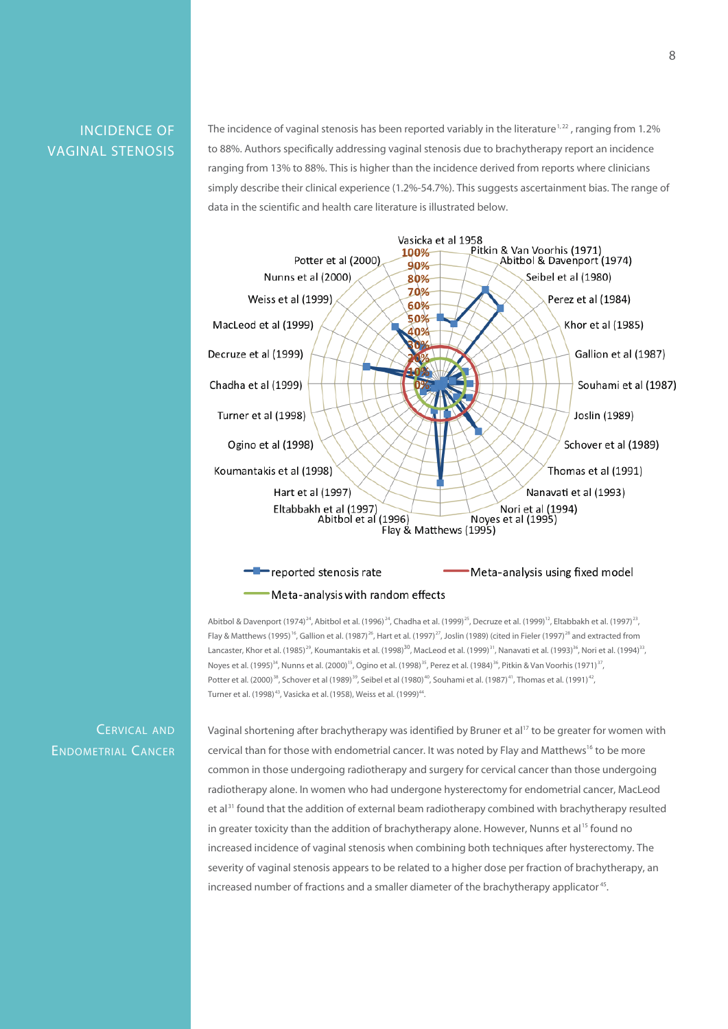## INCIDENCE OF VAGINAL STENOSIS

The incidence of vaginal stenosis has been reported variably in the literature[1, 22], ranging from 1.2% to 88%. Authors specifically addressing vaginal stenosis due to brachytherapy report an incidence ranging from 13% to 88%. This is higher than the incidence derived from reports where clinicians simply describe their clinical experience (1.2%-54.7%). This suggests ascertainment bias. The range of data in the scientific and health care literature is illustrated below.

Abitbol & Davenport (1974)[24], Abitbol et al. (1996)[24], Chadha et al. (1999)[25], Decruze et al. (1999)[12], Eltabbakh et al. (1997)[23], Flay & Matthews (1995)[16], Gallion et al. (1987)[26], Hart et al. (1997)[27], Joslin (1989) (cited in Fieler (1997)[28] and extracted from Lancaster, Khor et al. (1985)[29], Koumantakis et al. (1998)[30], MacLeod et al. (1999)[31], Nanavati et al. (1993)[36], Nori et al. (1994)[33], Noyes et al. (1995)[34], Nunns et al. (2000)[15], Ogino et al. (1998)[35], Perez et al. (1984)[36], Pitkin & Van Voorhis (1971)[37], Potter et al. (2000)[38], Schover et al (1989)[39], Seibel et al (1980)[40], Souhami et al. (1987)[41], Thomas et al. (1991)[42], Turner et al. (1998)[43], Vasicka et al. (1958), Weiss et al. (1999)[44].

## CERVICAL AND ENDOMETRIAL CANCER

Vaginal shortening after brachytherapy was identified by Bruner et al[17] to be greater for women with cervical than for those with endometrial cancer. It was noted by Flay and Matthews[16] to be more common in those undergoing radiotherapy and surgery for cervical cancer than those undergoing radiotherapy alone. In women who had undergone hysterectomy for endometrial cancer, MacLeod et al[31] found that the addition of external beam radiotherapy combined with brachytherapy resulted in greater toxicity than the addition of brachytherapy alone. However, Nunns et al[15] found no increased incidence of vaginal stenosis when combining both techniques after hysterectomy. The severity of vaginal stenosis appears to be related to a higher dose per fraction of brachytherapy, an increased number of fractions and a smaller diameter of the brachytherapy applicator[45].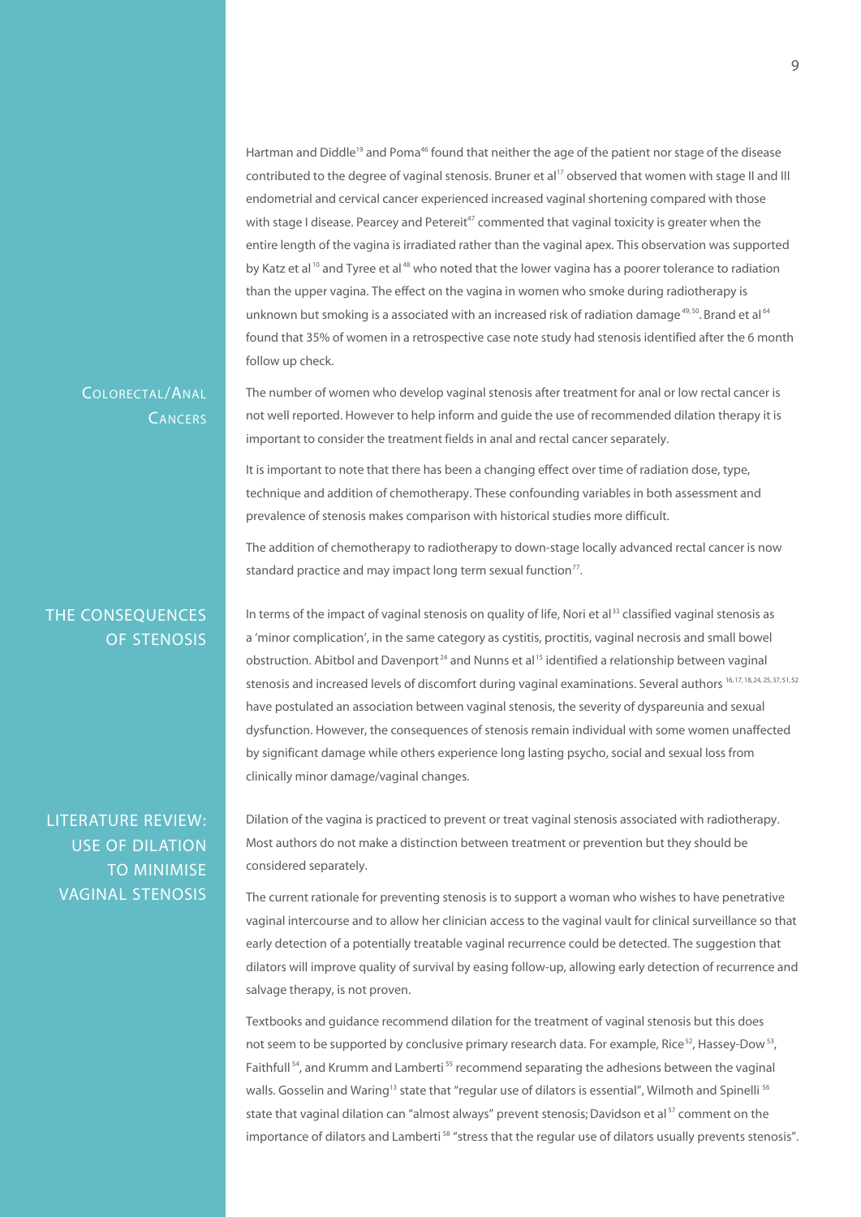Hartman and Diddle[19] and Poma[46] found that neither the age of the patient nor stage of the disease contributed to the degree of vaginal stenosis. Bruner et al[17] observed that women with stage II and III endometrial and cervical cancer experienced increased vaginal shortening compared with those with stage I disease. Pearcey and Petereit[47] commented that vaginal toxicity is greater when the entire length of the vagina is irradiated rather than the vaginal apex. This observation was supported by Katz et al[10] and Tyree et al[48] who noted that the lower vagina has a poorer tolerance to radiation than the upper vagina. The effect on the vagina in women who smoke during radiotherapy is unknown but smoking is a associated with an increased risk of radiation damage[49,50]. Brand et al[64] found that 35% of women in a retrospective case note study had stenosis identified after the 6 month follow up check.

## Colorectal/Anal Cancers

The number of women who develop vaginal stenosis after treatment for anal or low rectal cancer is not well reported. However to help inform and guide the use of recommended dilation therapy it is important to consider the treatment fields in anal and rectal cancer separately.

It is important to note that there has been a changing effect over time of radiation dose, type, technique and addition of chemotherapy. These confounding variables in both assessment and prevalence of stenosis makes comparison with historical studies more difficult.

The addition of chemotherapy to radiotherapy to down-stage locally advanced rectal cancer is now standard practice and may impact long term sexual function[77].

## The Consequences of Stenosis

In terms of the impact of vaginal stenosis on quality of life, Nori et al[33] classified vaginal stenosis as a 'minor complication', in the same category as cystitis, proctitis, vaginal necrosis and small bowel obstruction. Abitbol and Davenport[24] and Nunns et al[15] identified a relationship between vaginal stenosis and increased levels of discomfort during vaginal examinations. Several authors [16,17,18,24,25,37,51,52] have postulated an association between vaginal stenosis, the severity of dyspareunia and sexual dysfunction. However, the consequences of stenosis remain individual with some women unaffected by significant damage while others experience long lasting psycho, social and sexual loss from clinically minor damage/vaginal changes.

## Literature Review: Use of Dilation to Minimise Vaginal Stenosis

Dilation of the vagina is practiced to prevent or treat vaginal stenosis associated with radiotherapy. Most authors do not make a distinction between treatment or prevention but they should be considered separately.

The current rationale for preventing stenosis is to support a woman who wishes to have penetrative vaginal intercourse and to allow her clinician access to the vaginal vault for clinical surveillance so that early detection of a potentially treatable vaginal recurrence could be detected. The suggestion that dilators will improve quality of survival by easing follow-up, allowing early detection of recurrence and salvage therapy, is not proven.

Textbooks and guidance recommend dilation for the treatment of vaginal stenosis but this does not seem to be supported by conclusive primary research data. For example, Rice[52], Hassey-Dow[53], Faithfull[54], and Krumm and Lamberti[55] recommend separating the adhesions between the vaginal walls. Gosselin and Waring[13] state that "regular use of dilators is essential", Wilmoth and Spinelli[56] state that vaginal dilation can "almost always" prevent stenosis; Davidson et al[57] comment on the importance of dilators and Lamberti[58] "stress that the regular use of dilators usually prevents stenosis".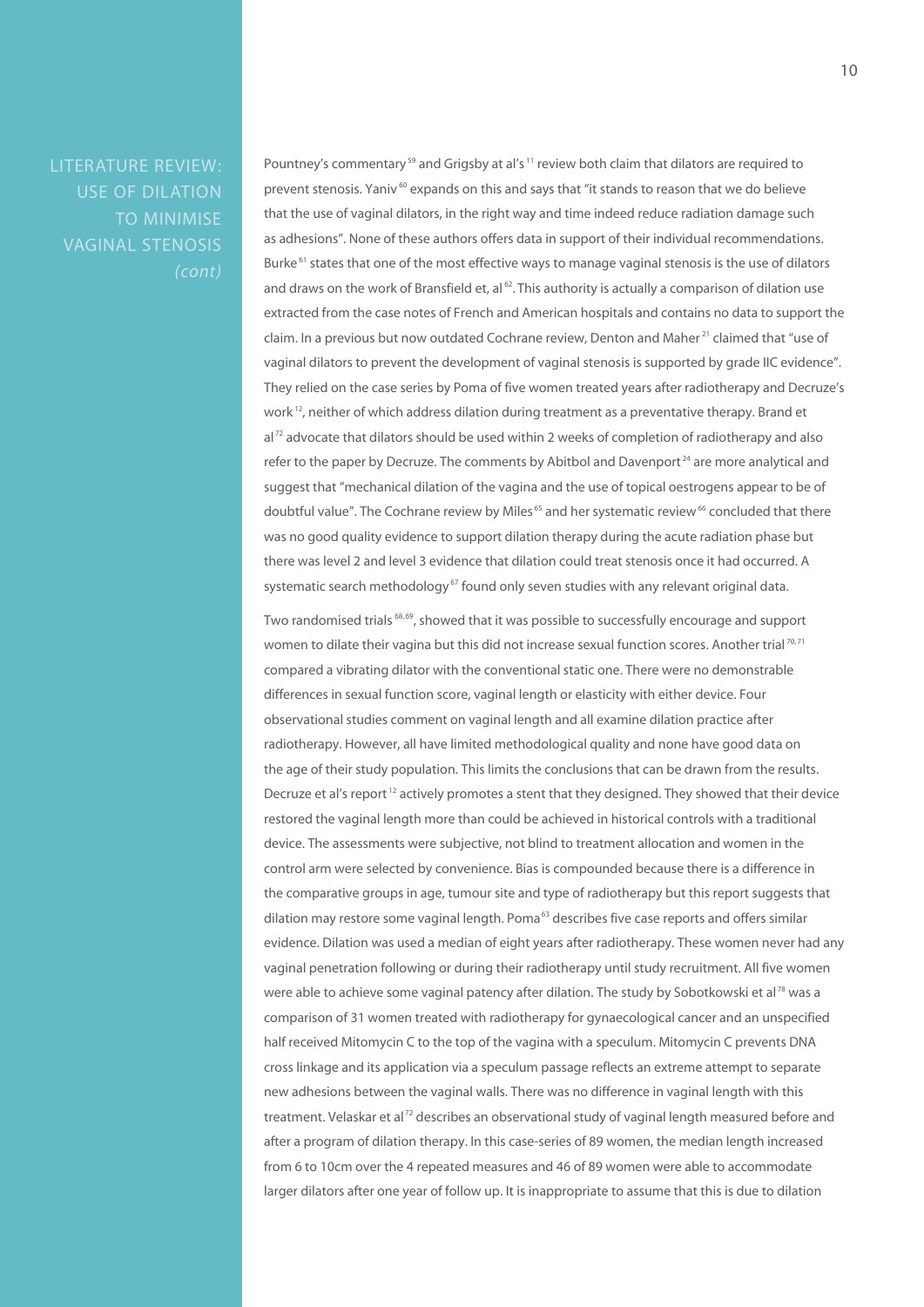## LITERATURE REVIEW: USE OF DILATION TO MINIMISE VAGINAL STENOSIS *(cont)*

Pountney's commentary[59] and Grigsby at al's[11] review both claim that dilators are required to prevent stenosis. Yaniv[60] expands on this and says that "it stands to reason that we do believe that the use of vaginal dilators, in the right way and time indeed reduce radiation damage such as adhesions". None of these authors offers data in support of their individual recommendations. Burke[61] states that one of the most effective ways to manage vaginal stenosis is the use of dilators and draws on the work of Bransfield et, al[62]. This authority is actually a comparison of dilation use extracted from the case notes of French and American hospitals and contains no data to support the claim. In a previous but now outdated Cochrane review, Denton and Maher[21] claimed that "use of vaginal dilators to prevent the development of vaginal stenosis is supported by grade IIC evidence". They relied on the case series by Poma of five women treated years after radiotherapy and Decruze's work[12], neither of which address dilation during treatment as a preventative therapy. Brand et al[72] advocate that dilators should be used within 2 weeks of completion of radiotherapy and also refer to the paper by Decruze. The comments by Abitbol and Davenport[24] are more analytical and suggest that "mechanical dilation of the vagina and the use of topical oestrogens appear to be of doubtful value". The Cochrane review by Miles[65] and her systematic review[66] concluded that there was no good quality evidence to support dilation therapy during the acute radiation phase but there was level 2 and level 3 evidence that dilation could treat stenosis once it had occurred. A systematic search methodology[67] found only seven studies with any relevant original data.

Two randomised trials[68,69], showed that it was possible to successfully encourage and support women to dilate their vagina but this did not increase sexual function scores. Another trial[70,71] compared a vibrating dilator with the conventional static one. There were no demonstrable differences in sexual function score, vaginal length or elasticity with either device. Four observational studies comment on vaginal length and all examine dilation practice after radiotherapy. However, all have limited methodological quality and none have good data on the age of their study population. This limits the conclusions that can be drawn from the results. Decruze et al's report[12] actively promotes a stent that they designed. They showed that their device restored the vaginal length more than could be achieved in historical controls with a traditional device. The assessments were subjective, not blind to treatment allocation and women in the control arm were selected by convenience. Bias is compounded because there is a difference in the comparative groups in age, tumour site and type of radiotherapy but this report suggests that dilation may restore some vaginal length. Poma[63] describes five case reports and offers similar evidence. Dilation was used a median of eight years after radiotherapy. These women never had any vaginal penetration following or during their radiotherapy until study recruitment. All five women were able to achieve some vaginal patency after dilation. The study by Sobotkowski et al[78] was a comparison of 31 women treated with radiotherapy for gynaecological cancer and an unspecified half received Mitomycin C to the top of the vagina with a speculum. Mitomycin C prevents DNA cross linkage and its application via a speculum passage reflects an extreme attempt to separate new adhesions between the vaginal walls. There was no difference in vaginal length with this treatment. Velaskar et al[72] describes an observational study of vaginal length measured before and after a program of dilation therapy. In this case-series of 89 women, the median length increased from 6 to 10cm over the 4 repeated measures and 46 of 89 women were able to accommodate larger dilators after one year of follow up. It is inappropriate to assume that this is due to dilation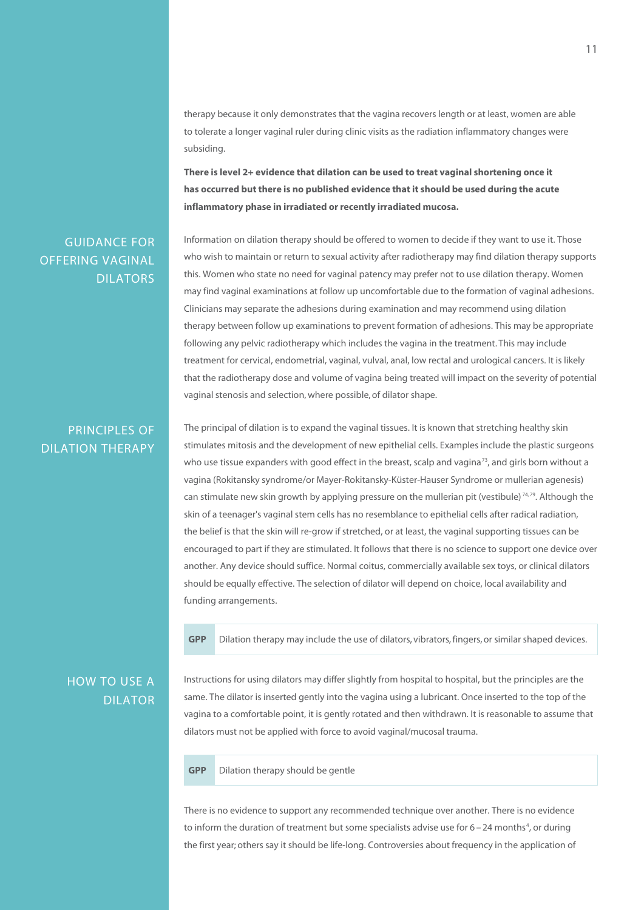therapy because it only demonstrates that the vagina recovers length or at least, women are able to tolerate a longer vaginal ruler during clinic visits as the radiation inflammatory changes were subsiding.

**There is level 2+ evidence that dilation can be used to treat vaginal shortening once it has occurred but there is no published evidence that it should be used during the acute inflammatory phase in irradiated or recently irradiated mucosa.**

## GUIDANCE FOR OFFERING VAGINAL DILATORS

Information on dilation therapy should be offered to women to decide if they want to use it. Those who wish to maintain or return to sexual activity after radiotherapy may find dilation therapy supports this. Women who state no need for vaginal patency may prefer not to use dilation therapy. Women may find vaginal examinations at follow up uncomfortable due to the formation of vaginal adhesions. Clinicians may separate the adhesions during examination and may recommend using dilation therapy between follow up examinations to prevent formation of adhesions. This may be appropriate following any pelvic radiotherapy which includes the vagina in the treatment. This may include treatment for cervical, endometrial, vaginal, vulval, anal, low rectal and urological cancers. It is likely that the radiotherapy dose and volume of vagina being treated will impact on the severity of potential vaginal stenosis and selection, where possible, of dilator shape.

## PRINCIPLES OF DILATION THERAPY

The principal of dilation is to expand the vaginal tissues. It is known that stretching healthy skin stimulates mitosis and the development of new epithelial cells. Examples include the plastic surgeons who use tissue expanders with good effect in the breast, scalp and vagina[73], and girls born without a vagina (Rokitansky syndrome/or Mayer-Rokitansky-Küster-Hauser Syndrome or mullerian agenesis) can stimulate new skin growth by applying pressure on the mullerian pit (vestibule)[74,79]. Although the skin of a teenager's vaginal stem cells has no resemblance to epithelial cells after radical radiation, the belief is that the skin will re-grow if stretched, or at least, the vaginal supporting tissues can be encouraged to part if they are stimulated. It follows that there is no science to support one device over another. Any device should suffice. Normal coitus, commercially available sex toys, or clinical dilators should be equally effective. The selection of dilator will depend on choice, local availability and funding arrangements.

| GPP | Dilation therapy may include the use of dilators, vibrators, fingers, or similar shaped devices. |
|---|---|

## HOW TO USE A DILATOR

Instructions for using dilators may differ slightly from hospital to hospital, but the principles are the same. The dilator is inserted gently into the vagina using a lubricant. Once inserted to the top of the vagina to a comfortable point, it is gently rotated and then withdrawn. It is reasonable to assume that dilators must not be applied with force to avoid vaginal/mucosal trauma.

| GPP | Dilation therapy should be gentle |
|---|---|

There is no evidence to support any recommended technique over another. There is no evidence to inform the duration of treatment but some specialists advise use for 6 – 24 months[4], or during the first year; others say it should be life-long. Controversies about frequency in the application of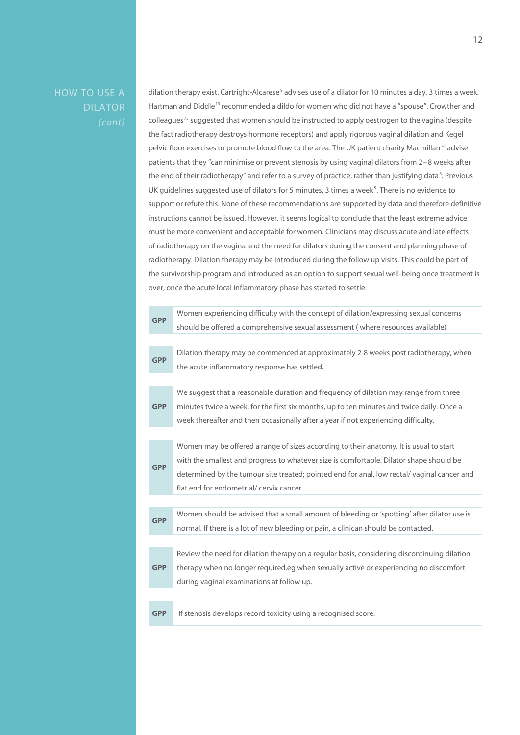## HOW TO USE A DILATOR *(cont)*

dilation therapy exist. Cartright-Alcarese[9] advises use of a dilator for 10 minutes a day, 3 times a week. Hartman and Diddle[19] recommended a dildo for women who did not have a "spouse". Crowther and colleagues[75] suggested that women should be instructed to apply oestrogen to the vagina (despite the fact radiotherapy destroys hormone receptors) and apply rigorous vaginal dilation and Kegel pelvic floor exercises to promote blood flow to the area. The UK patient charity Macmillan[76] advise patients that they "can minimise or prevent stenosis by using vaginal dilators from 2–8 weeks after the end of their radiotherapy" and refer to a survey of practice, rather than justifying data[8]. Previous UK guidelines suggested use of dilators for 5 minutes, 3 times a week[5]. There is no evidence to support or refute this. None of these recommendations are supported by data and therefore definitive instructions cannot be issued. However, it seems logical to conclude that the least extreme advice must be more convenient and acceptable for women. Clinicians may discuss acute and late effects of radiotherapy on the vagina and the need for dilators during the consent and planning phase of radiotherapy. Dilation therapy may be introduced during the follow up visits. This could be part of the survivorship program and introduced as an option to support sexual well-being once treatment is over, once the acute local inflammatory phase has started to settle.

| | |
|---|---|
| **GPP** | Women experiencing difficulty with the concept of dilation/expressing sexual concerns should be offered a comprehensive sexual assessment ( where resources available) |

| | |
|---|---|
| **GPP** | Dilation therapy may be commenced at approximately 2-8 weeks post radiotherapy, when the acute inflammatory response has settled. |

| | |
|---|---|
| **GPP** | We suggest that a reasonable duration and frequency of dilation may range from three minutes twice a week, for the first six months, up to ten minutes and twice daily. Once a week thereafter and then occasionally after a year if not experiencing difficulty. |

| | |
|---|---|
| **GPP** | Women may be offered a range of sizes according to their anatomy. It is usual to start with the smallest and progress to whatever size is comfortable. Dilator shape should be determined by the tumour site treated; pointed end for anal, low rectal/ vaginal cancer and flat end for endometrial/ cervix cancer. |

| | |
|---|---|
| **GPP** | Women should be advised that a small amount of bleeding or 'spotting' after dilator use is normal. If there is a lot of new bleeding or pain, a clinican should be contacted. |

| | |
|---|---|
| **GPP** | Review the need for dilation therapy on a regular basis, considering discontinuing dilation therapy when no longer required.eg when sexually active or experiencing no discomfort during vaginal examinations at follow up. |

| | |
|---|---|
| **GPP** | If stenosis develops record toxicity using a recognised score. |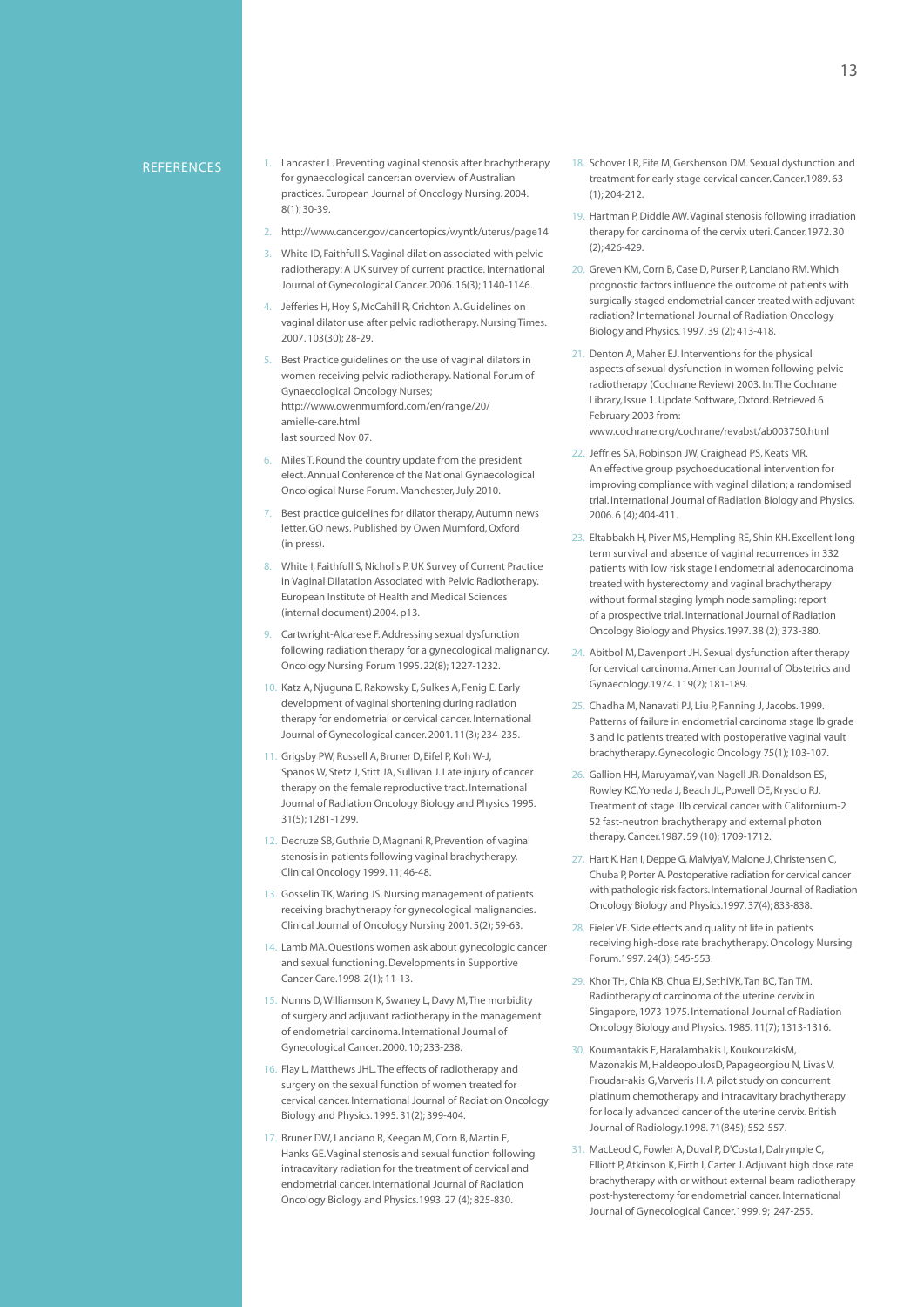## REFERENCES

1. Lancaster L. Preventing vaginal stenosis after brachytherapy for gynaecological cancer: an overview of Australian practices. European Journal of Oncology Nursing. 2004. 8(1); 30-39.
2. http://www.cancer.gov/cancertopics/wyntk/uterus/page14
3. White ID, Faithfull S. Vaginal dilation associated with pelvic radiotherapy: A UK survey of current practice. International Journal of Gynecological Cancer. 2006. 16(3); 1140-1146.
4. Jefferies H, Hoy S, McCahill R, Crichton A. Guidelines on vaginal dilator use after pelvic radiotherapy. Nursing Times. 2007. 103(30); 28-29.
5. Best Practice guidelines on the use of vaginal dilators in women receiving pelvic radiotherapy. National Forum of Gynaecological Oncology Nurses; http://www.owenmumford.com/en/range/20/amielle-care.html last sourced Nov 07.
6. Miles T. Round the country update from the president elect. Annual Conference of the National Gynaecological Oncological Nurse Forum. Manchester, July 2010.
7. Best practice guidelines for dilator therapy, Autumn news letter. GO news. Published by Owen Mumford, Oxford (in press).
8. White I, Faithfull S, Nicholls P. UK Survey of Current Practice in Vaginal Dilatation Associated with Pelvic Radiotherapy. European Institute of Health and Medical Sciences (internal document).2004. p13.
9. Cartwright-Alcarese F. Addressing sexual dysfunction following radiation therapy for a gynecological malignancy. Oncology Nursing Forum 1995. 22(8); 1227-1232.
10. Katz A, Njuguna E, Rakowsky E, Sulkes A, Fenig E. Early development of vaginal shortening during radiation therapy for endometrial or cervical cancer. International Journal of Gynecological cancer. 2001. 11(3); 234-235.
11. Grigsby PW, Russell A, Bruner D, Eifel P, Koh W-J, Spanos W, Stetz J, Stitt JA, Sullivan J. Late injury of cancer therapy on the female reproductive tract. International Journal of Radiation Oncology Biology and Physics 1995. 31(5); 1281-1299.
12. Decruze SB, Guthrie D, Magnani R, Prevention of vaginal stenosis in patients following vaginal brachytherapy. Clinical Oncology 1999. 11; 46-48.
13. Gosselin TK, Waring JS. Nursing management of patients receiving brachytherapy for gynecological malignancies. Clinical Journal of Oncology Nursing 2001. 5(2); 59-63.
14. Lamb MA. Questions women ask about gynecologic cancer and sexual functioning. Developments in Supportive Cancer Care.1998. 2(1); 11-13.
15. Nunns D, Williamson K, Swaney L, Davy M, The morbidity of surgery and adjuvant radiotherapy in the management of endometrial carcinoma. International Journal of Gynecological Cancer. 2000. 10; 233-238.
16. Flay L, Matthews JHL. The effects of radiotherapy and surgery on the sexual function of women treated for cervical cancer. International Journal of Radiation Oncology Biology and Physics. 1995. 31(2); 399-404.
17. Bruner DW, Lanciano R, Keegan M, Corn B, Martin E, Hanks GE. Vaginal stenosis and sexual function following intracavitary radiation for the treatment of cervical and endometrial cancer. International Journal of Radiation Oncology Biology and Physics.1993. 27 (4); 825-830.
18. Schover LR, Fife M, Gershenson DM. Sexual dysfunction and treatment for early stage cervical cancer. Cancer.1989. 63 (1); 204-212.
19. Hartman P, Diddle AW. Vaginal stenosis following irradiation therapy for carcinoma of the cervix uteri. Cancer.1972. 30 (2); 426-429.
20. Greven KM, Corn B, Case D, Purser P, Lanciano RM. Which prognostic factors influence the outcome of patients with surgically staged endometrial cancer treated with adjuvant radiation? International Journal of Radiation Oncology Biology and Physics. 1997. 39 (2); 413-418.
21. Denton A, Maher EJ. Interventions for the physical aspects of sexual dysfunction in women following pelvic radiotherapy (Cochrane Review) 2003. In: The Cochrane Library, Issue 1. Update Software, Oxford. Retrieved 6 February 2003 from: www.cochrane.org/cochrane/revabst/ab003750.html
22. Jeffries SA, Robinson JW, Craighead PS, Keats MR. An effective group psychoeducational intervention for improving compliance with vaginal dilation; a randomised trial. International Journal of Radiation Biology and Physics. 2006. 6 (4); 404-411.
23. Eltabbakh H, Piver MS, Hempling RE, Shin KH. Excellent long term survival and absence of vaginal recurrences in 332 patients with low risk stage I endometrial adenocarcinoma treated with hysterectomy and vaginal brachytherapy without formal staging lymph node sampling: report of a prospective trial. International Journal of Radiation Oncology Biology and Physics.1997. 38 (2); 373-380.
24. Abitbol M, Davenport JH. Sexual dysfunction after therapy for cervical carcinoma. American Journal of Obstetrics and Gynaecology.1974. 119(2); 181-189.
25. Chadha M, Nanavati PJ, Liu P, Fanning J, Jacobs. 1999. Patterns of failure in endometrial carcinoma stage Ib grade 3 and Ic patients treated with postoperative vaginal vault brachytherapy. Gynecologic Oncology 75(1); 103-107.
26. Gallion HH, MaruyamaY, van Nagell JR, Donaldson ES, Rowley KC,Yoneda J, Beach JL, Powell DE, Kryscio RJ. Treatment of stage IIIb cervical cancer with Californium-2 52 fast-neutron brachytherapy and external photon therapy. Cancer.1987. 59 (10); 1709-1712.
27. Hart K, Han I, Deppe G, MalviyaV, Malone J, Christensen C, Chuba P, Porter A. Postoperative radiation for cervical cancer with pathologic risk factors. International Journal of Radiation Oncology Biology and Physics.1997. 37(4); 833-838.
28. Fieler VE. Side effects and quality of life in patients receiving high-dose rate brachytherapy. Oncology Nursing Forum.1997. 24(3); 545-553.
29. Khor TH, Chia KB, Chua EJ, SethiVK, Tan BC, Tan TM. Radiotherapy of carcinoma of the uterine cervix in Singapore, 1973-1975. International Journal of Radiation Oncology Biology and Physics. 1985. 11(7); 1313-1316.
30. Koumantakis E, Haralambakis I, KoukourakisM, Mazonakis M, HaldeopoulosD, Papageorgiou N, Livas V, Froudar-akis G, Varveris H. A pilot study on concurrent platinum chemotherapy and intracavitary brachytherapy for locally advanced cancer of the uterine cervix. British Journal of Radiology.1998. 71(845); 552-557.
31. MacLeod C, Fowler A, Duval P, D'Costa I, Dalrymple C, Elliott P, Atkinson K, Firth I, Carter J. Adjuvant high dose rate brachytherapy with or without external beam radiotherapy post-hysterectomy for endometrial cancer. International Journal of Gynecological Cancer.1999. 9; 247-255.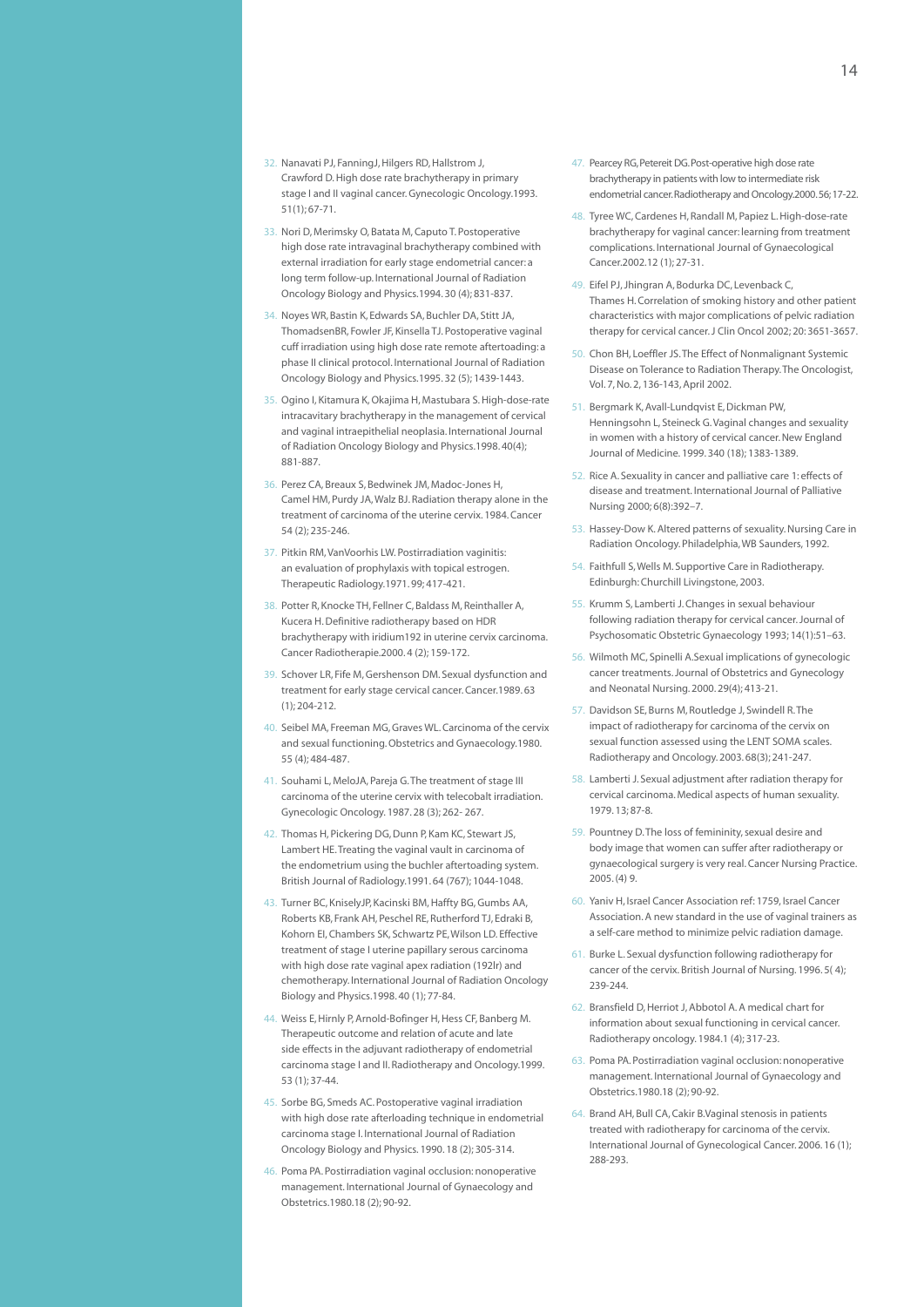32. Nanavati PJ, FanningJ, Hilgers RD, Hallstrom J, Crawford D. High dose rate brachytherapy in primary stage I and II vaginal cancer. Gynecologic Oncology.1993. 51(1); 67-71.

33. Nori D, Merimsky O, Batata M, Caputo T. Postoperative high dose rate intravaginal brachytherapy combined with external irradiation for early stage endometrial cancer: a long term follow-up. International Journal of Radiation Oncology Biology and Physics.1994. 30 (4); 831-837.

34. Noyes WR, Bastin K, Edwards SA, Buchler DA, Stitt JA, ThomadsenBR, Fowler JF, Kinsella TJ. Postoperative vaginal cuff irradiation using high dose rate remote aftertoading: a phase II clinical protocol. International Journal of Radiation Oncology Biology and Physics.1995. 32 (5); 1439-1443.

35. Ogino I, Kitamura K, Okajima H, Mastubara S. High-dose-rate intracavitary brachytherapy in the management of cervical and vaginal intraepithelial neoplasia. International Journal of Radiation Oncology Biology and Physics.1998. 40(4); 881-887.

36. Perez CA, Breaux S, Bedwinek JM, Madoc-Jones H, Camel HM, Purdy JA, Walz BJ. Radiation therapy alone in the treatment of carcinoma of the uterine cervix. 1984. Cancer 54 (2); 235-246.

37. Pitkin RM, VanVoorhis LW. Postirradiation vaginitis: an evaluation of prophylaxis with topical estrogen. Therapeutic Radiology.1971. 99; 417-421.

38. Potter R, Knocke TH, Fellner C, Baldass M, Reinthaller A, Kucera H. Definitive radiotherapy based on HDR brachytherapy with iridium192 in uterine cervix carcinoma. Cancer Radiotherapie.2000. 4 (2); 159-172.

39. Schover LR, Fife M, Gershenson DM. Sexual dysfunction and treatment for early stage cervical cancer. Cancer.1989. 63 (1); 204-212.

40. Seibel MA, Freeman MG, Graves WL. Carcinoma of the cervix and sexual functioning. Obstetrics and Gynaecology.1980. 55 (4); 484-487.

41. Souhami L, MeloJA, Pareja G. The treatment of stage III carcinoma of the uterine cervix with telecobalt irradiation. Gynecologic Oncology. 1987. 28 (3); 262- 267.

42. Thomas H, Pickering DG, Dunn P, Kam KC, Stewart JS, Lambert HE. Treating the vaginal vault in carcinoma of the endometrium using the buchler aftertoading system. British Journal of Radiology.1991. 64 (767); 1044-1048.

43. Turner BC, KniselyJP, Kacinski BM, Haffty BG, Gumbs AA, Roberts KB, Frank AH, Peschel RE, Rutherford TJ, Edraki B, Kohorn EI, Chambers SK, Schwartz PE, Wilson LD. Effective treatment of stage I uterine papillary serous carcinoma with high dose rate vaginal apex radiation (192Ir) and chemotherapy. International Journal of Radiation Oncology Biology and Physics.1998. 40 (1); 77-84.

44. Weiss E, Hirnly P, Arnold-Bofinger H, Hess CF, Banberg M. Therapeutic outcome and relation of acute and late side effects in the adjuvant radiotherapy of endometrial carcinoma stage I and II. Radiotherapy and Oncology.1999. 53 (1); 37-44.

45. Sorbe BG, Smeds AC. Postoperative vaginal irradiation with high dose rate afterloading technique in endometrial carcinoma stage I. International Journal of Radiation Oncology Biology and Physics. 1990. 18 (2); 305-314.

46. Poma PA. Postirradiation vaginal occlusion: nonoperative management. International Journal of Gynaecology and Obstetrics.1980.18 (2); 90-92.

47. Pearcey RG, Petereit DG. Post-operative high dose rate brachytherapy in patients with low to intermediate risk endometrial cancer. Radiotherapy and Oncology.2000. 56; 17-22.

48. Tyree WC, Cardenes H, Randall M, Papiez L. High-dose-rate brachytherapy for vaginal cancer: learning from treatment complications. International Journal of Gynaecological Cancer.2002.12 (1); 27-31.

49. Eifel PJ, Jhingran A, Bodurka DC, Levenback C, Thames H. Correlation of smoking history and other patient characteristics with major complications of pelvic radiation therapy for cervical cancer. J Clin Oncol 2002; 20: 3651-3657.

50. Chon BH, Loeffler JS. The Effect of Nonmalignant Systemic Disease on Tolerance to Radiation Therapy. The Oncologist, Vol. 7, No. 2, 136-143, April 2002.

51. Bergmark K, Avall-Lundqvist E, Dickman PW, Henningsohn L, Steineck G. Vaginal changes and sexuality in women with a history of cervical cancer. New England Journal of Medicine. 1999. 340 (18); 1383-1389.

52. Rice A. Sexuality in cancer and palliative care 1: effects of disease and treatment. International Journal of Palliative Nursing 2000; 6(8):392–7.

53. Hassey-Dow K. Altered patterns of sexuality. Nursing Care in Radiation Oncology. Philadelphia, WB Saunders, 1992.

54. Faithfull S, Wells M. Supportive Care in Radiotherapy. Edinburgh: Churchill Livingstone, 2003.

55. Krumm S, Lamberti J. Changes in sexual behaviour following radiation therapy for cervical cancer. Journal of Psychosomatic Obstetric Gynaecology 1993; 14(1):51–63.

56. Wilmoth MC, Spinelli A. Sexual implications of gynecologic cancer treatments. Journal of Obstetrics and Gynecology and Neonatal Nursing. 2000. 29(4); 413-21.

57. Davidson SE, Burns M, Routledge J, Swindell R. The impact of radiotherapy for carcinoma of the cervix on sexual function assessed using the LENT SOMA scales. Radiotherapy and Oncology. 2003. 68(3); 241-247.

58. Lamberti J. Sexual adjustment after radiation therapy for cervical carcinoma. Medical aspects of human sexuality. 1979. 13; 87-8.

59. Pountney D. The loss of femininity, sexual desire and body image that women can suffer after radiotherapy or gynaecological surgery is very real. Cancer Nursing Practice. 2005. (4) 9.

60. Yaniv H, Israel Cancer Association ref: 1759, Israel Cancer Association. A new standard in the use of vaginal trainers as a self-care method to minimize pelvic radiation damage.

61. Burke L. Sexual dysfunction following radiotherapy for cancer of the cervix. British Journal of Nursing. 1996. 5( 4); 239-244.

62. Bransfield D, Herriot J, Abbotol A. A medical chart for information about sexual functioning in cervical cancer. Radiotherapy oncology. 1984.1 (4); 317-23.

63. Poma PA. Postirradiation vaginal occlusion: nonoperative management. International Journal of Gynaecology and Obstetrics.1980.18 (2); 90-92.

64. Brand AH, Bull CA, Cakir B. Vaginal stenosis in patients treated with radiotherapy for carcinoma of the cervix. International Journal of Gynecological Cancer. 2006. 16 (1); 288-293.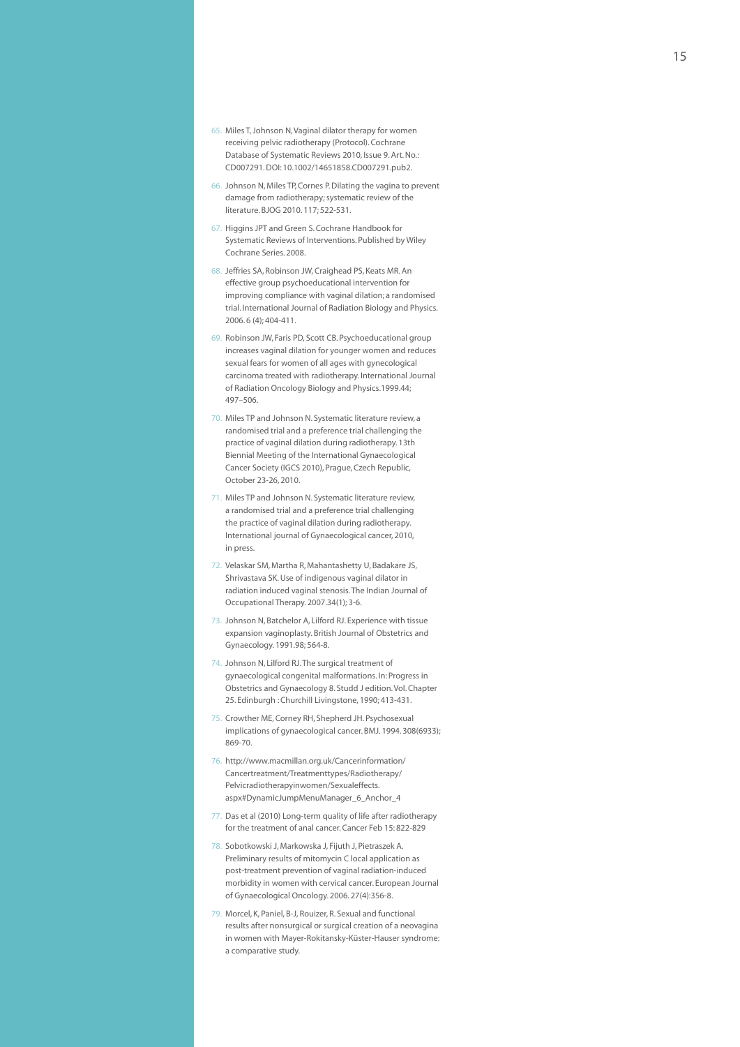65. Miles T, Johnson N, Vaginal dilator therapy for women receiving pelvic radiotherapy (Protocol). Cochrane Database of Systematic Reviews 2010, Issue 9. Art. No.: CD007291. DOI: 10.1002/14651858.CD007291.pub2.
66. Johnson N, Miles TP, Cornes P. Dilating the vagina to prevent damage from radiotherapy; systematic review of the literature. BJOG 2010. 117; 522-531.
67. Higgins JPT and Green S. Cochrane Handbook for Systematic Reviews of Interventions. Published by Wiley Cochrane Series. 2008.
68. Jeffries SA, Robinson JW, Craighead PS, Keats MR. An effective group psychoeducational intervention for improving compliance with vaginal dilation; a randomised trial. International Journal of Radiation Biology and Physics. 2006. 6 (4); 404-411.
69. Robinson JW, Faris PD, Scott CB. Psychoeducational group increases vaginal dilation for younger women and reduces sexual fears for women of all ages with gynecological carcinoma treated with radiotherapy. International Journal of Radiation Oncology Biology and Physics.1999.44; 497–506.
70. Miles TP and Johnson N. Systematic literature review, a randomised trial and a preference trial challenging the practice of vaginal dilation during radiotherapy. 13th Biennial Meeting of the International Gynaecological Cancer Society (IGCS 2010), Prague, Czech Republic, October 23-26, 2010.
71. Miles TP and Johnson N. Systematic literature review, a randomised trial and a preference trial challenging the practice of vaginal dilation during radiotherapy. International journal of Gynaecological cancer, 2010, in press.
72. Velaskar SM, Martha R, Mahantashetty U, Badakare JS, Shrivastava SK. Use of indigenous vaginal dilator in radiation induced vaginal stenosis. The Indian Journal of Occupational Therapy. 2007.34(1); 3-6.
73. Johnson N, Batchelor A, Lilford RJ. Experience with tissue expansion vaginoplasty. British Journal of Obstetrics and Gynaecology. 1991.98; 564-8.
74. Johnson N, Lilford RJ. The surgical treatment of gynaecological congenital malformations. In: Progress in Obstetrics and Gynaecology 8. Studd J edition. Vol. Chapter 25. Edinburgh : Churchill Livingstone, 1990; 413-431.
75. Crowther ME, Corney RH, Shepherd JH. Psychosexual implications of gynaecological cancer. BMJ. 1994. 308(6933); 869-70.
76. http://www.macmillan.org.uk/Cancerinformation/Cancertreatment/Treatmenttypes/Radiotherapy/Pelvicradiotherapyinwomen/Sexualeffects.aspx#DynamicJumpMenuManager_6_Anchor_4
77. Das et al (2010) Long-term quality of life after radiotherapy for the treatment of anal cancer. Cancer Feb 15: 822-829
78. Sobotkowski J, Markowska J, Fijuth J, Pietraszek A. Preliminary results of mitomycin C local application as post-treatment prevention of vaginal radiation-induced morbidity in women with cervical cancer. European Journal of Gynaecological Oncology. 2006. 27(4):356-8.
79. Morcel, K, Paniel, B-J, Rouizer, R. Sexual and functional results after nonsurgical or surgical creation of a neovagina in women with Mayer-Rokitansky-Küster-Hauser syndrome: a comparative study.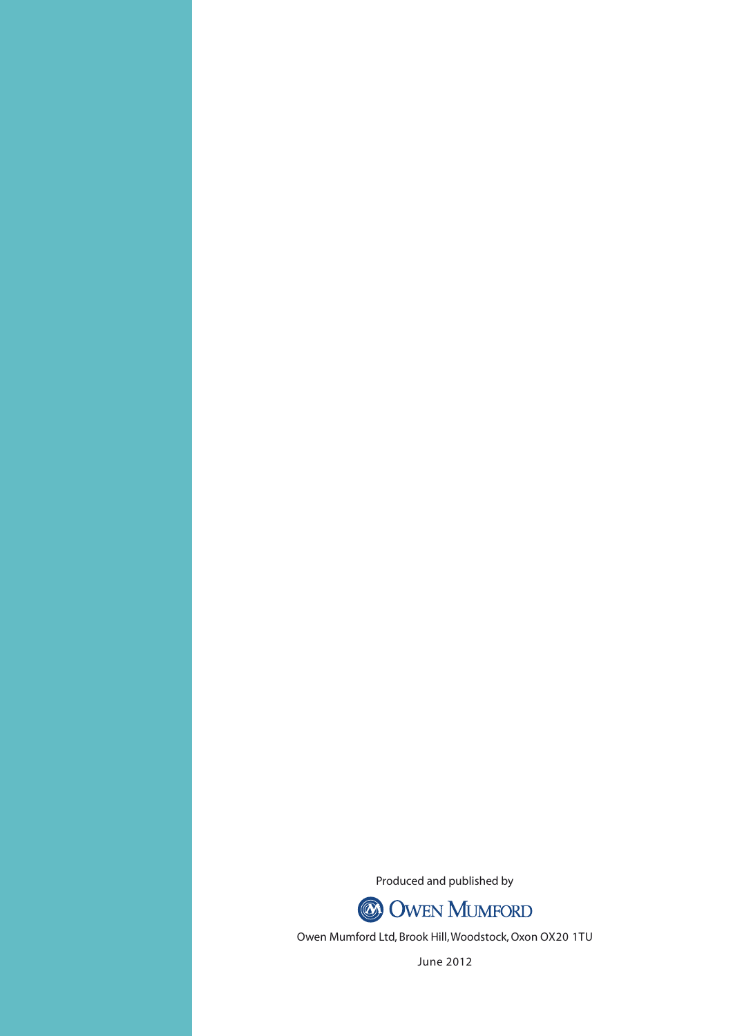Produced and published by

OWEN MUMFORD

Owen Mumford Ltd, Brook Hill, Woodstock, Oxon OX20 1TU

June 2012